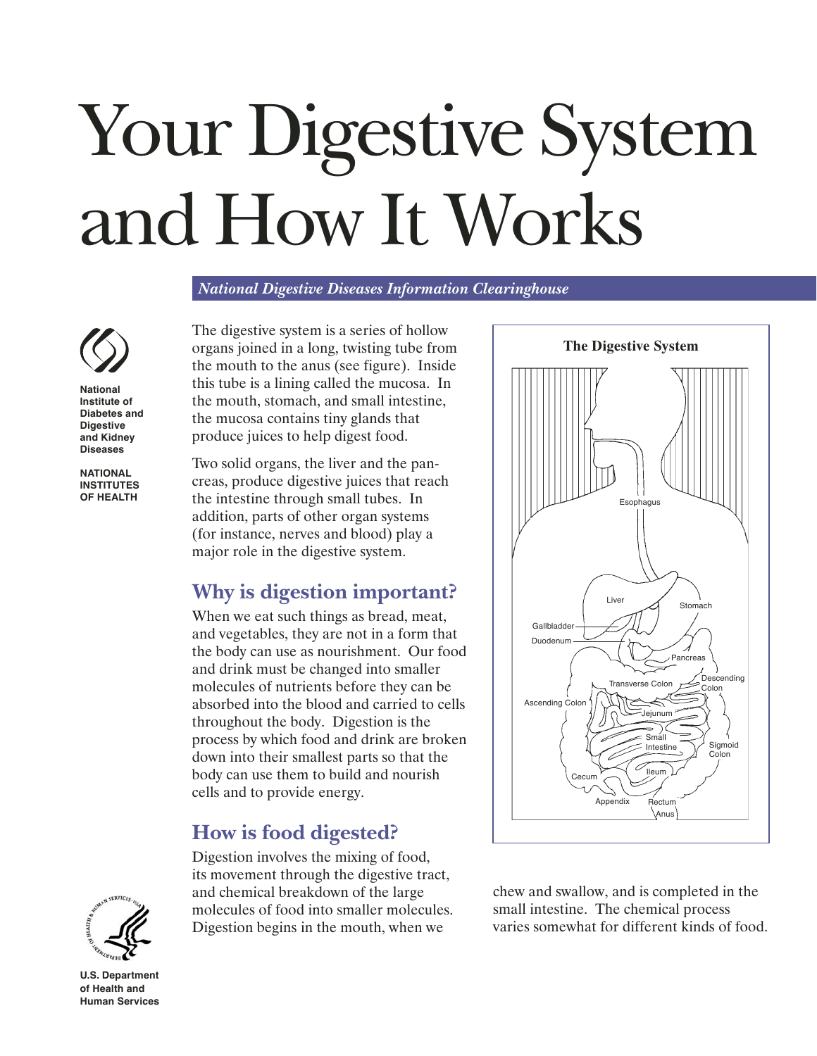# Your Digestive System and How It Works

*National Digestive Diseases Information Clearinghouse*

**National Institute of Diabetes and Digestive and Kidney Diseases**

**NATIONAL INSTITUTES OF HEALTH**

The digestive system is a series of hollow organs joined in a long, twisting tube from the mouth to the anus (see figure). Inside this tube is a lining called the mucosa. In the mouth, stomach, and small intestine, the mucosa contains tiny glands that produce juices to help digest food.

Two solid organs, the liver and the pancreas, produce digestive juices that reach the intestine through small tubes. In addition, parts of other organ systems (for instance, nerves and blood) play a major role in the digestive system.

**The Digestive System**

Esophagus, Liver, Stomach, Gallbladder, Duodenum, Pancreas, Transverse Colon, Descending Colon, Ascending Colon, Jejunum, Small Intestine, Sigmoid Colon, Cecum, Ileum, Appendix, Rectum, Anus

## Why is digestion important?

When we eat such things as bread, meat, and vegetables, they are not in a form that the body can use as nourishment. Our food and drink must be changed into smaller molecules of nutrients before they can be absorbed into the blood and carried to cells throughout the body. Digestion is the process by which food and drink are broken down into their smallest parts so that the body can use them to build and nourish cells and to provide energy.

## How is food digested?

Digestion involves the mixing of food, its movement through the digestive tract, and chemical breakdown of the large molecules of food into smaller molecules. Digestion begins in the mouth, when we chew and swallow, and is completed in the small intestine. The chemical process varies somewhat for different kinds of food.

**U.S. Department of Health and Human Services**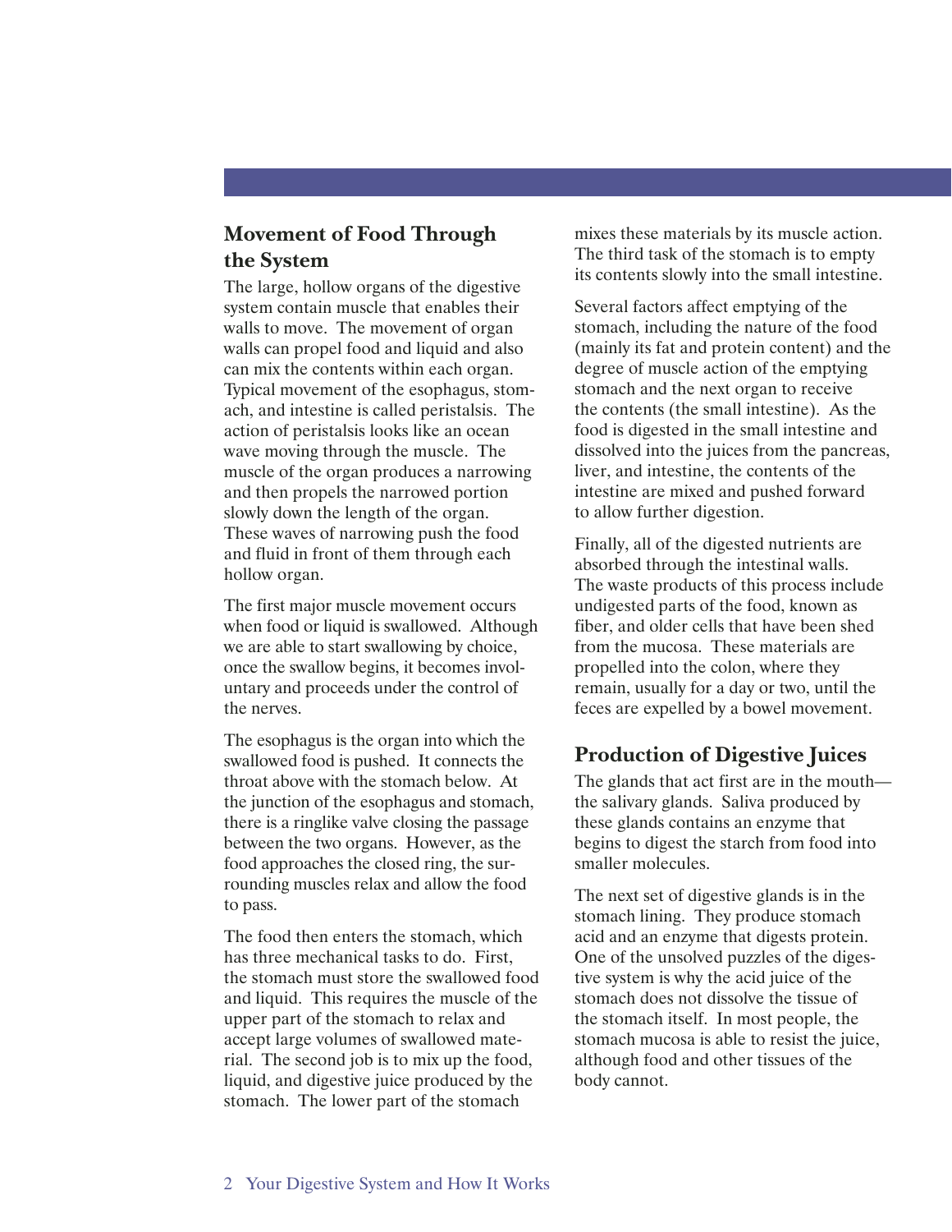## Movement of Food Through the System

The large, hollow organs of the digestive system contain muscle that enables their walls to move. The movement of organ walls can propel food and liquid and also can mix the contents within each organ. Typical movement of the esophagus, stomach, and intestine is called peristalsis. The action of peristalsis looks like an ocean wave moving through the muscle. The muscle of the organ produces a narrowing and then propels the narrowed portion slowly down the length of the organ. These waves of narrowing push the food and fluid in front of them through each hollow organ.

The first major muscle movement occurs when food or liquid is swallowed. Although we are able to start swallowing by choice, once the swallow begins, it becomes involuntary and proceeds under the control of the nerves.

The esophagus is the organ into which the swallowed food is pushed. It connects the throat above with the stomach below. At the junction of the esophagus and stomach, there is a ringlike valve closing the passage between the two organs. However, as the food approaches the closed ring, the surrounding muscles relax and allow the food to pass.

The food then enters the stomach, which has three mechanical tasks to do. First, the stomach must store the swallowed food and liquid. This requires the muscle of the upper part of the stomach to relax and accept large volumes of swallowed material. The second job is to mix up the food, liquid, and digestive juice produced by the stomach. The lower part of the stomach mixes these materials by its muscle action. The third task of the stomach is to empty its contents slowly into the small intestine.

Several factors affect emptying of the stomach, including the nature of the food (mainly its fat and protein content) and the degree of muscle action of the emptying stomach and the next organ to receive the contents (the small intestine). As the food is digested in the small intestine and dissolved into the juices from the pancreas, liver, and intestine, the contents of the intestine are mixed and pushed forward to allow further digestion.

Finally, all of the digested nutrients are absorbed through the intestinal walls. The waste products of this process include undigested parts of the food, known as fiber, and older cells that have been shed from the mucosa. These materials are propelled into the colon, where they remain, usually for a day or two, until the feces are expelled by a bowel movement.

## Production of Digestive Juices

The glands that act first are in the mouth—the salivary glands. Saliva produced by these glands contains an enzyme that begins to digest the starch from food into smaller molecules.

The next set of digestive glands is in the stomach lining. They produce stomach acid and an enzyme that digests protein. One of the unsolved puzzles of the digestive system is why the acid juice of the stomach does not dissolve the tissue of the stomach itself. In most people, the stomach mucosa is able to resist the juice, although food and other tissues of the body cannot.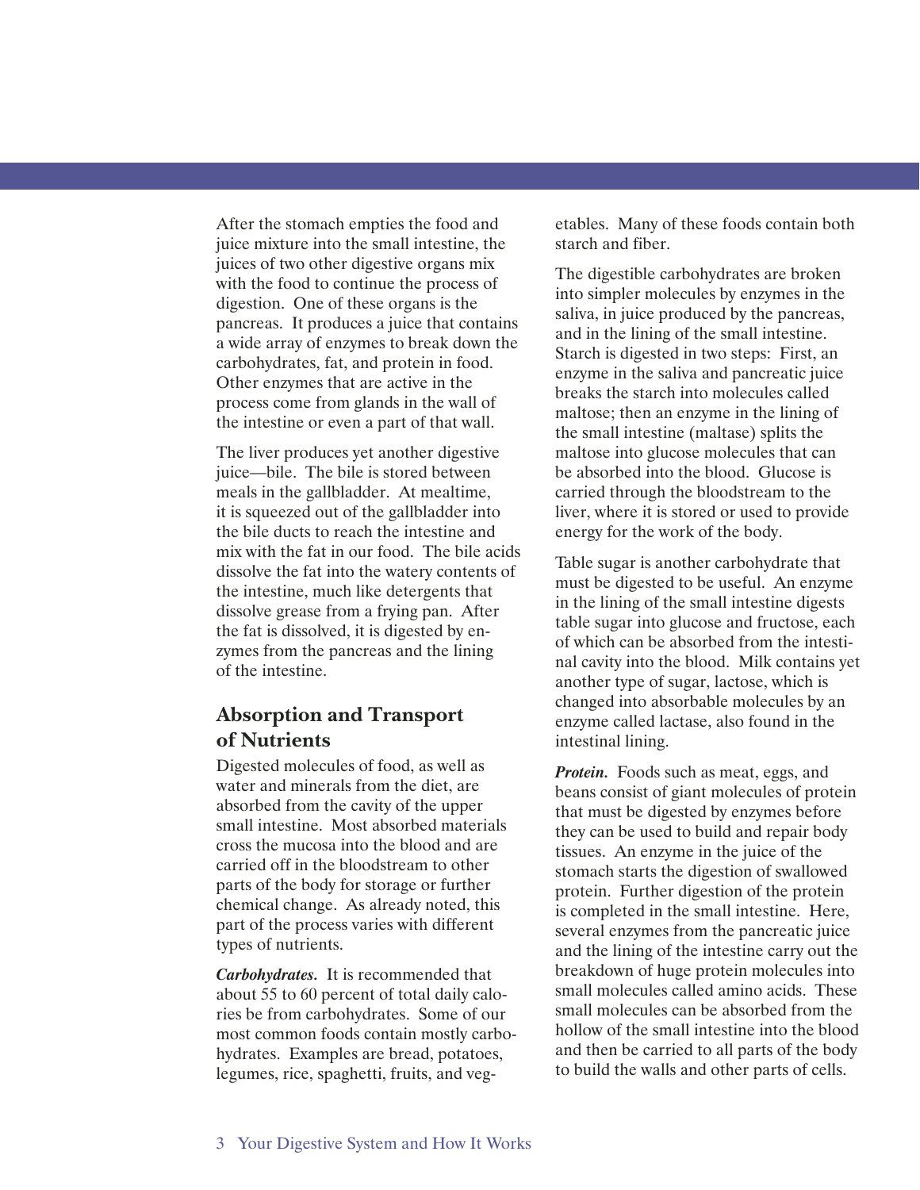After the stomach empties the food and juice mixture into the small intestine, the juices of two other digestive organs mix with the food to continue the process of digestion. One of these organs is the pancreas. It produces a juice that contains a wide array of enzymes to break down the carbohydrates, fat, and protein in food. Other enzymes that are active in the process come from glands in the wall of the intestine or even a part of that wall.

The liver produces yet another digestive juice—bile. The bile is stored between meals in the gallbladder. At mealtime, it is squeezed out of the gallbladder into the bile ducts to reach the intestine and mix with the fat in our food. The bile acids dissolve the fat into the watery contents of the intestine, much like detergents that dissolve grease from a frying pan. After the fat is dissolved, it is digested by enzymes from the pancreas and the lining of the intestine.

## Absorption and Transport of Nutrients

Digested molecules of food, as well as water and minerals from the diet, are absorbed from the cavity of the upper small intestine. Most absorbed materials cross the mucosa into the blood and are carried off in the bloodstream to other parts of the body for storage or further chemical change. As already noted, this part of the process varies with different types of nutrients.

***Carbohydrates.*** It is recommended that about 55 to 60 percent of total daily calories be from carbohydrates. Some of our most common foods contain mostly carbohydrates. Examples are bread, potatoes, legumes, rice, spaghetti, fruits, and vegetables. Many of these foods contain both starch and fiber.

The digestible carbohydrates are broken into simpler molecules by enzymes in the saliva, in juice produced by the pancreas, and in the lining of the small intestine. Starch is digested in two steps: First, an enzyme in the saliva and pancreatic juice breaks the starch into molecules called maltose; then an enzyme in the lining of the small intestine (maltase) splits the maltose into glucose molecules that can be absorbed into the blood. Glucose is carried through the bloodstream to the liver, where it is stored or used to provide energy for the work of the body.

Table sugar is another carbohydrate that must be digested to be useful. An enzyme in the lining of the small intestine digests table sugar into glucose and fructose, each of which can be absorbed from the intestinal cavity into the blood. Milk contains yet another type of sugar, lactose, which is changed into absorbable molecules by an enzyme called lactase, also found in the intestinal lining.

***Protein.*** Foods such as meat, eggs, and beans consist of giant molecules of protein that must be digested by enzymes before they can be used to build and repair body tissues. An enzyme in the juice of the stomach starts the digestion of swallowed protein. Further digestion of the protein is completed in the small intestine. Here, several enzymes from the pancreatic juice and the lining of the intestine carry out the breakdown of huge protein molecules into small molecules called amino acids. These small molecules can be absorbed from the hollow of the small intestine into the blood and then be carried to all parts of the body to build the walls and other parts of cells.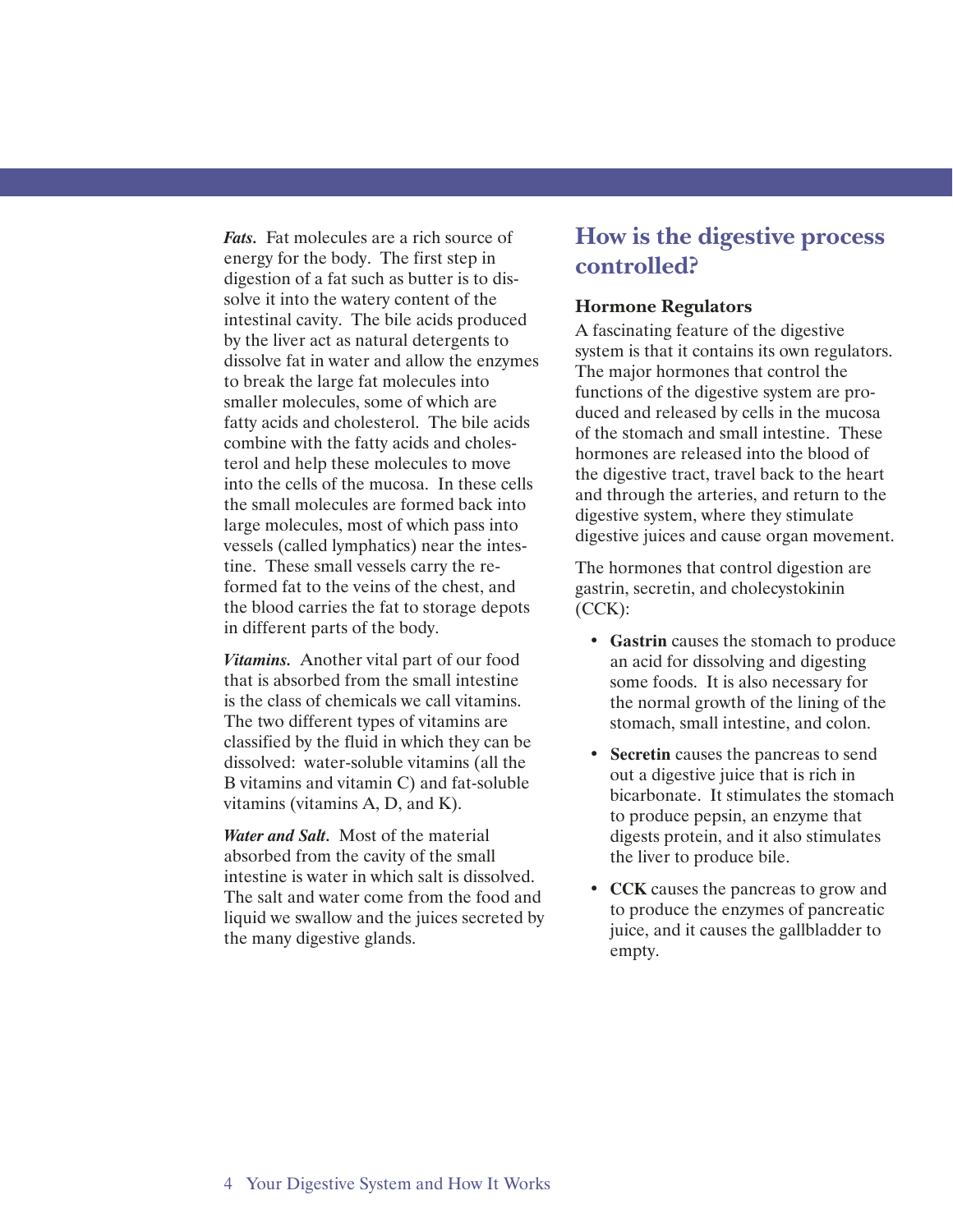***Fats.*** Fat molecules are a rich source of energy for the body. The first step in digestion of a fat such as butter is to dissolve it into the watery content of the intestinal cavity. The bile acids produced by the liver act as natural detergents to dissolve fat in water and allow the enzymes to break the large fat molecules into smaller molecules, some of which are fatty acids and cholesterol. The bile acids combine with the fatty acids and cholesterol and help these molecules to move into the cells of the mucosa. In these cells the small molecules are formed back into large molecules, most of which pass into vessels (called lymphatics) near the intestine. These small vessels carry the reformed fat to the veins of the chest, and the blood carries the fat to storage depots in different parts of the body.

***Vitamins.*** Another vital part of our food that is absorbed from the small intestine is the class of chemicals we call vitamins. The two different types of vitamins are classified by the fluid in which they can be dissolved: water-soluble vitamins (all the B vitamins and vitamin C) and fat-soluble vitamins (vitamins A, D, and K).

***Water and Salt.*** Most of the material absorbed from the cavity of the small intestine is water in which salt is dissolved. The salt and water come from the food and liquid we swallow and the juices secreted by the many digestive glands.

## How is the digestive process controlled?

### Hormone Regulators

A fascinating feature of the digestive system is that it contains its own regulators. The major hormones that control the functions of the digestive system are produced and released by cells in the mucosa of the stomach and small intestine. These hormones are released into the blood of the digestive tract, travel back to the heart and through the arteries, and return to the digestive system, where they stimulate digestive juices and cause organ movement.

The hormones that control digestion are gastrin, secretin, and cholecystokinin (CCK):

- **Gastrin** causes the stomach to produce an acid for dissolving and digesting some foods. It is also necessary for the normal growth of the lining of the stomach, small intestine, and colon.
- **Secretin** causes the pancreas to send out a digestive juice that is rich in bicarbonate. It stimulates the stomach to produce pepsin, an enzyme that digests protein, and it also stimulates the liver to produce bile.
- **CCK** causes the pancreas to grow and to produce the enzymes of pancreatic juice, and it causes the gallbladder to empty.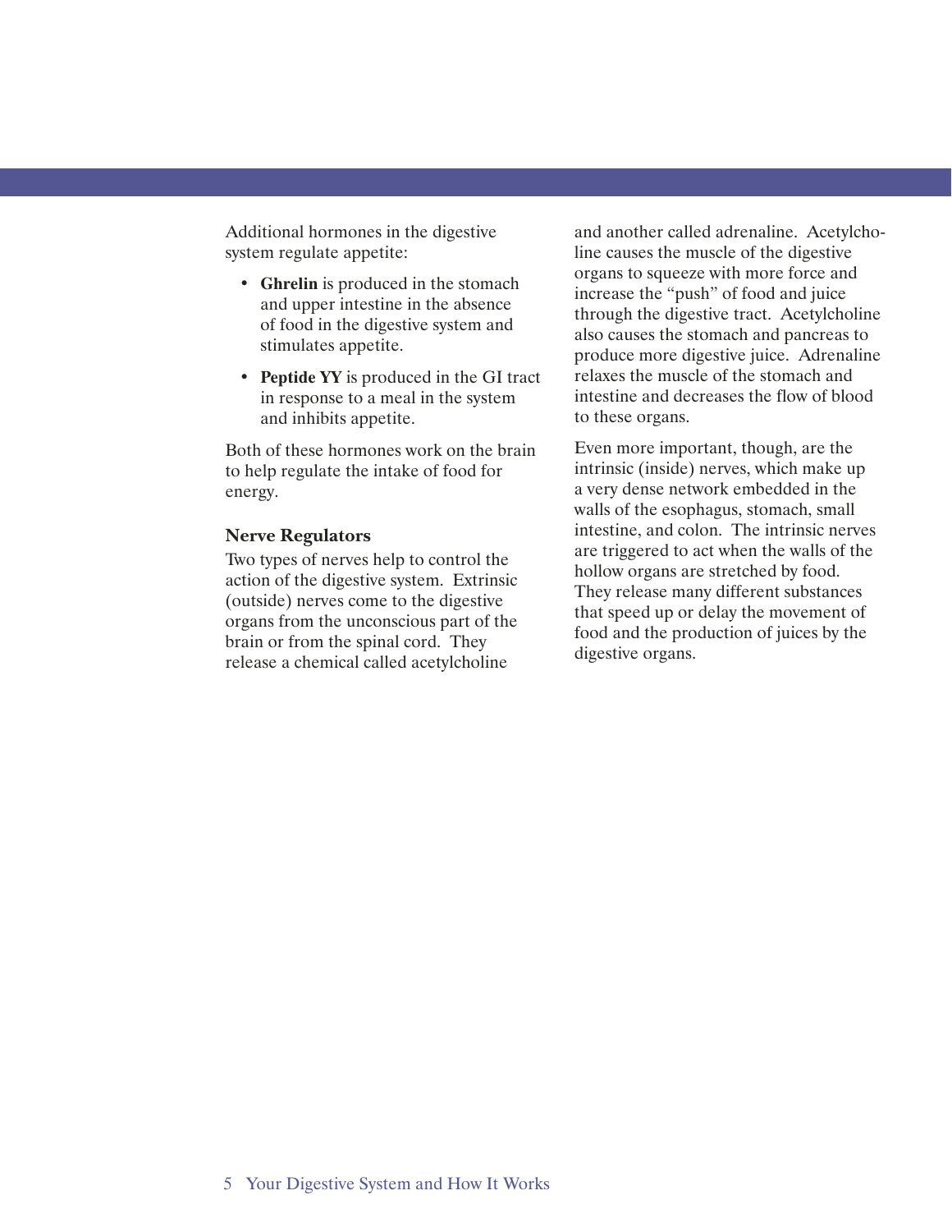Additional hormones in the digestive system regulate appetite:

- **Ghrelin** is produced in the stomach and upper intestine in the absence of food in the digestive system and stimulates appetite.
- **Peptide YY** is produced in the GI tract in response to a meal in the system and inhibits appetite.

Both of these hormones work on the brain to help regulate the intake of food for energy.

### Nerve Regulators

Two types of nerves help to control the action of the digestive system. Extrinsic (outside) nerves come to the digestive organs from the unconscious part of the brain or from the spinal cord. They release a chemical called acetylcholine and another called adrenaline. Acetylcholine causes the muscle of the digestive organs to squeeze with more force and increase the "push" of food and juice through the digestive tract. Acetylcholine also causes the stomach and pancreas to produce more digestive juice. Adrenaline relaxes the muscle of the stomach and intestine and decreases the flow of blood to these organs.

Even more important, though, are the intrinsic (inside) nerves, which make up a very dense network embedded in the walls of the esophagus, stomach, small intestine, and colon. The intrinsic nerves are triggered to act when the walls of the hollow organs are stretched by food. They release many different substances that speed up or delay the movement of food and the production of juices by the digestive organs.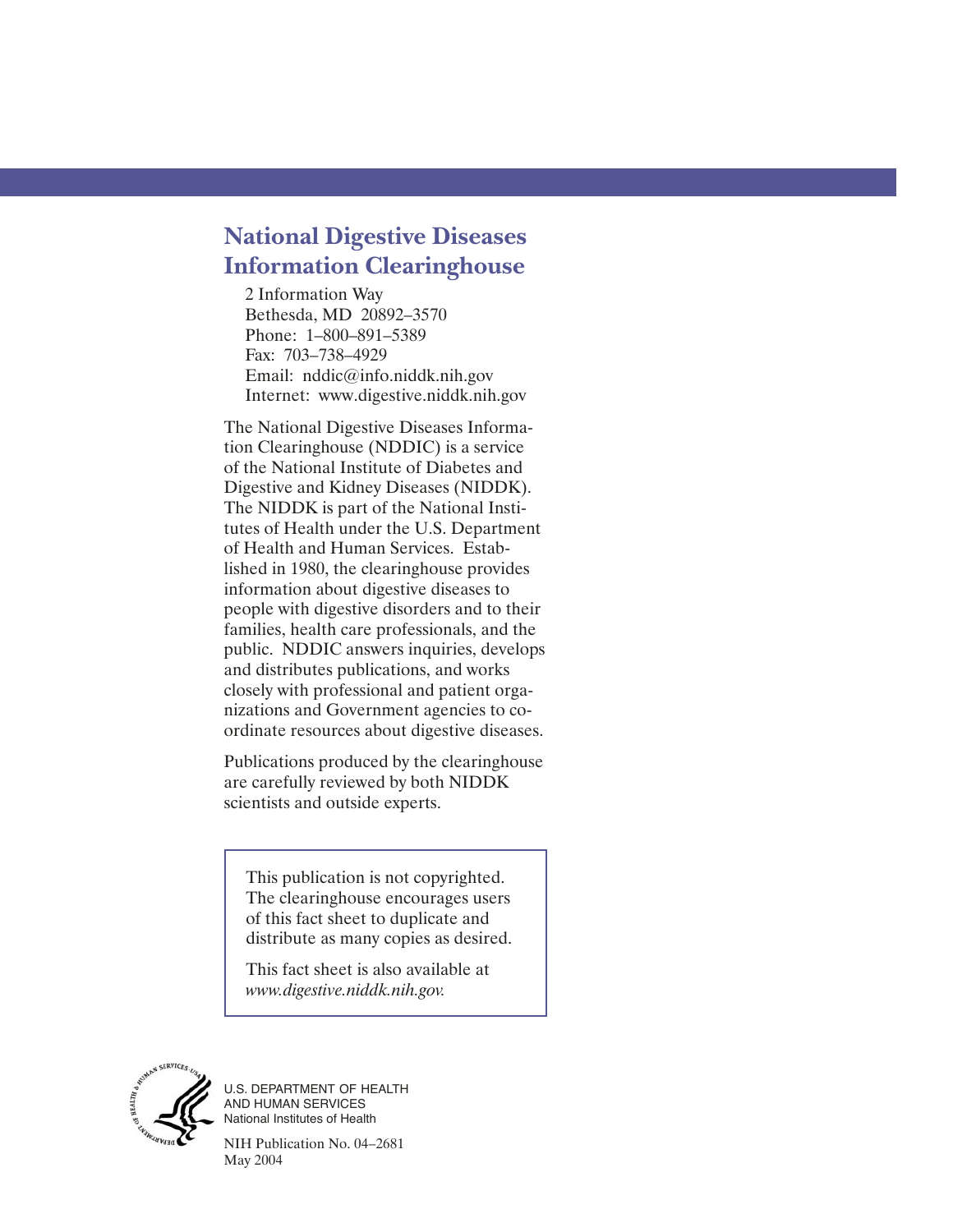## National Digestive Diseases Information Clearinghouse

2 Information Way
Bethesda, MD 20892–3570
Phone: 1–800–891–5389
Fax: 703–738–4929
Email: nddic@info.niddk.nih.gov
Internet: www.digestive.niddk.nih.gov

The National Digestive Diseases Information Clearinghouse (NDDIC) is a service of the National Institute of Diabetes and Digestive and Kidney Diseases (NIDDK). The NIDDK is part of the National Institutes of Health under the U.S. Department of Health and Human Services. Established in 1980, the clearinghouse provides information about digestive diseases to people with digestive disorders and to their families, health care professionals, and the public. NDDIC answers inquiries, develops and distributes publications, and works closely with professional and patient organizations and Government agencies to coordinate resources about digestive diseases.

Publications produced by the clearinghouse are carefully reviewed by both NIDDK scientists and outside experts.

This publication is not copyrighted. The clearinghouse encourages users of this fact sheet to duplicate and distribute as many copies as desired.

This fact sheet is also available at *www.digestive.niddk.nih.gov.*

U.S. DEPARTMENT OF HEALTH AND HUMAN SERVICES
National Institutes of Health

NIH Publication No. 04–2681
May 2004